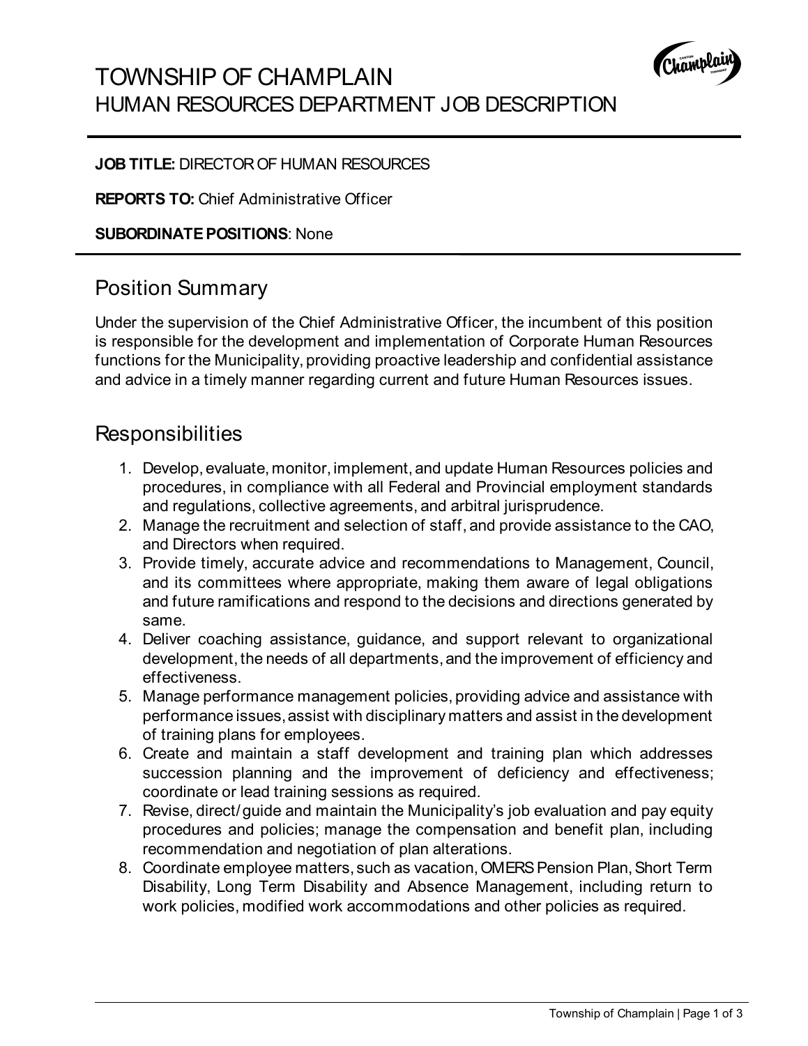# TOWNSHIP OF CHAMPLAIN
## HUMAN RESOURCES DEPARTMENT JOB DESCRIPTION

**JOB TITLE:** DIRECTOR OF HUMAN RESOURCES

**REPORTS TO:** Chief Administrative Officer

**SUBORDINATE POSITIONS**: None

## Position Summary

Under the supervision of the Chief Administrative Officer, the incumbent of this position is responsible for the development and implementation of Corporate Human Resources functions for the Municipality, providing proactive leadership and confidential assistance and advice in a timely manner regarding current and future Human Resources issues.

## Responsibilities

1. Develop, evaluate, monitor, implement, and update Human Resources policies and procedures, in compliance with all Federal and Provincial employment standards and regulations, collective agreements, and arbitral jurisprudence.
2. Manage the recruitment and selection of staff, and provide assistance to the CAO, and Directors when required.
3. Provide timely, accurate advice and recommendations to Management, Council, and its committees where appropriate, making them aware of legal obligations and future ramifications and respond to the decisions and directions generated by same.
4. Deliver coaching assistance, guidance, and support relevant to organizational development, the needs of all departments, and the improvement of efficiency and effectiveness.
5. Manage performance management policies, providing advice and assistance with performance issues, assist with disciplinary matters and assist in the development of training plans for employees.
6. Create and maintain a staff development and training plan which addresses succession planning and the improvement of deficiency and effectiveness; coordinate or lead training sessions as required.
7. Revise, direct/guide and maintain the Municipality's job evaluation and pay equity procedures and policies; manage the compensation and benefit plan, including recommendation and negotiation of plan alterations.
8. Coordinate employee matters, such as vacation, OMERS Pension Plan, Short Term Disability, Long Term Disability and Absence Management, including return to work policies, modified work accommodations and other policies as required.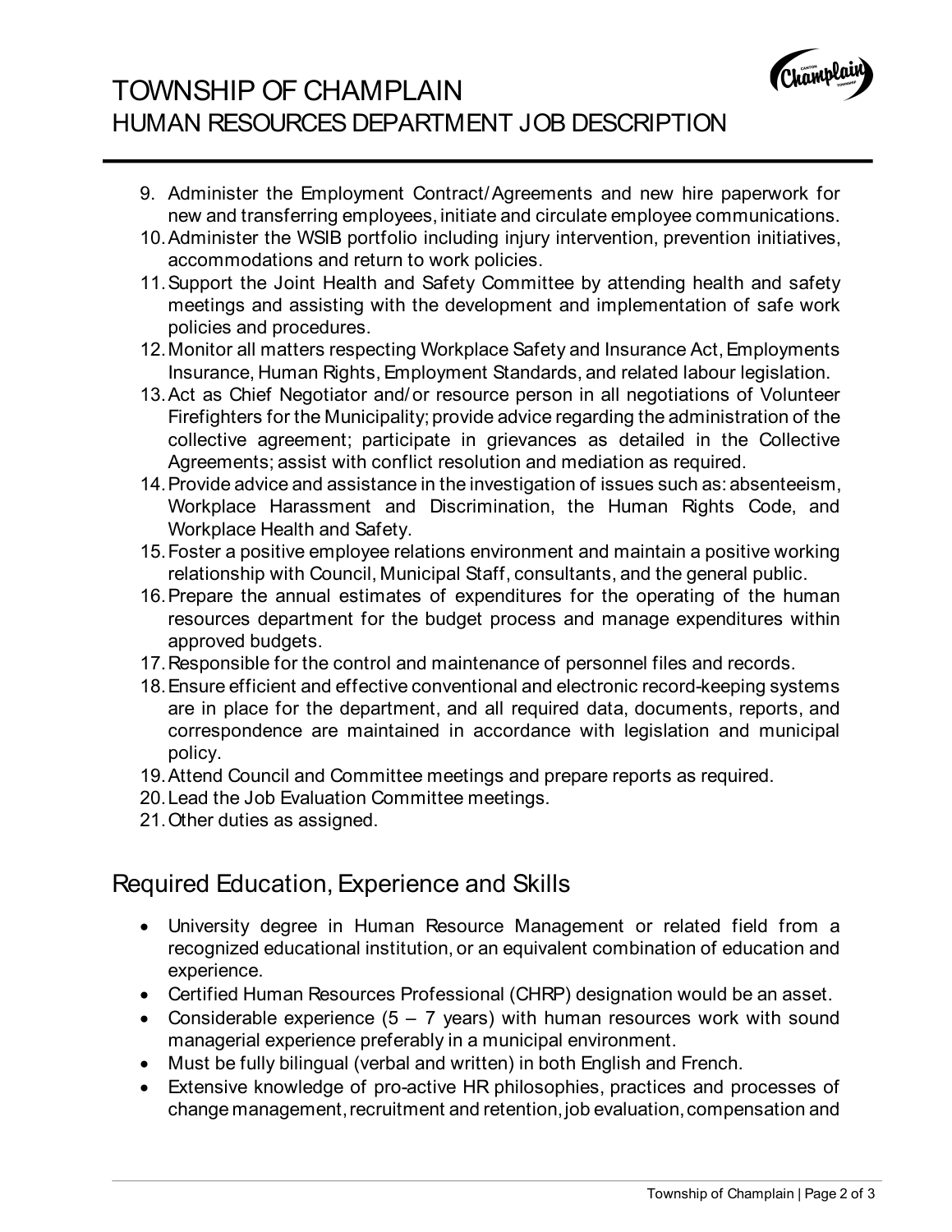9. Administer the Employment Contract/Agreements and new hire paperwork for new and transferring employees, initiate and circulate employee communications.
10. Administer the WSIB portfolio including injury intervention, prevention initiatives, accommodations and return to work policies.
11. Support the Joint Health and Safety Committee by attending health and safety meetings and assisting with the development and implementation of safe work policies and procedures.
12. Monitor all matters respecting Workplace Safety and Insurance Act, Employments Insurance, Human Rights, Employment Standards, and related labour legislation.
13. Act as Chief Negotiator and/or resource person in all negotiations of Volunteer Firefighters for the Municipality; provide advice regarding the administration of the collective agreement; participate in grievances as detailed in the Collective Agreements; assist with conflict resolution and mediation as required.
14. Provide advice and assistance in the investigation of issues such as: absenteeism, Workplace Harassment and Discrimination, the Human Rights Code, and Workplace Health and Safety.
15. Foster a positive employee relations environment and maintain a positive working relationship with Council, Municipal Staff, consultants, and the general public.
16. Prepare the annual estimates of expenditures for the operating of the human resources department for the budget process and manage expenditures within approved budgets.
17. Responsible for the control and maintenance of personnel files and records.
18. Ensure efficient and effective conventional and electronic record-keeping systems are in place for the department, and all required data, documents, reports, and correspondence are maintained in accordance with legislation and municipal policy.
19. Attend Council and Committee meetings and prepare reports as required.
20. Lead the Job Evaluation Committee meetings.
21. Other duties as assigned.

## Required Education, Experience and Skills

- University degree in Human Resource Management or related field from a recognized educational institution, or an equivalent combination of education and experience.
- Certified Human Resources Professional (CHRP) designation would be an asset.
- Considerable experience (5 – 7 years) with human resources work with sound managerial experience preferably in a municipal environment.
- Must be fully bilingual (verbal and written) in both English and French.
- Extensive knowledge of pro-active HR philosophies, practices and processes of change management, recruitment and retention, job evaluation, compensation and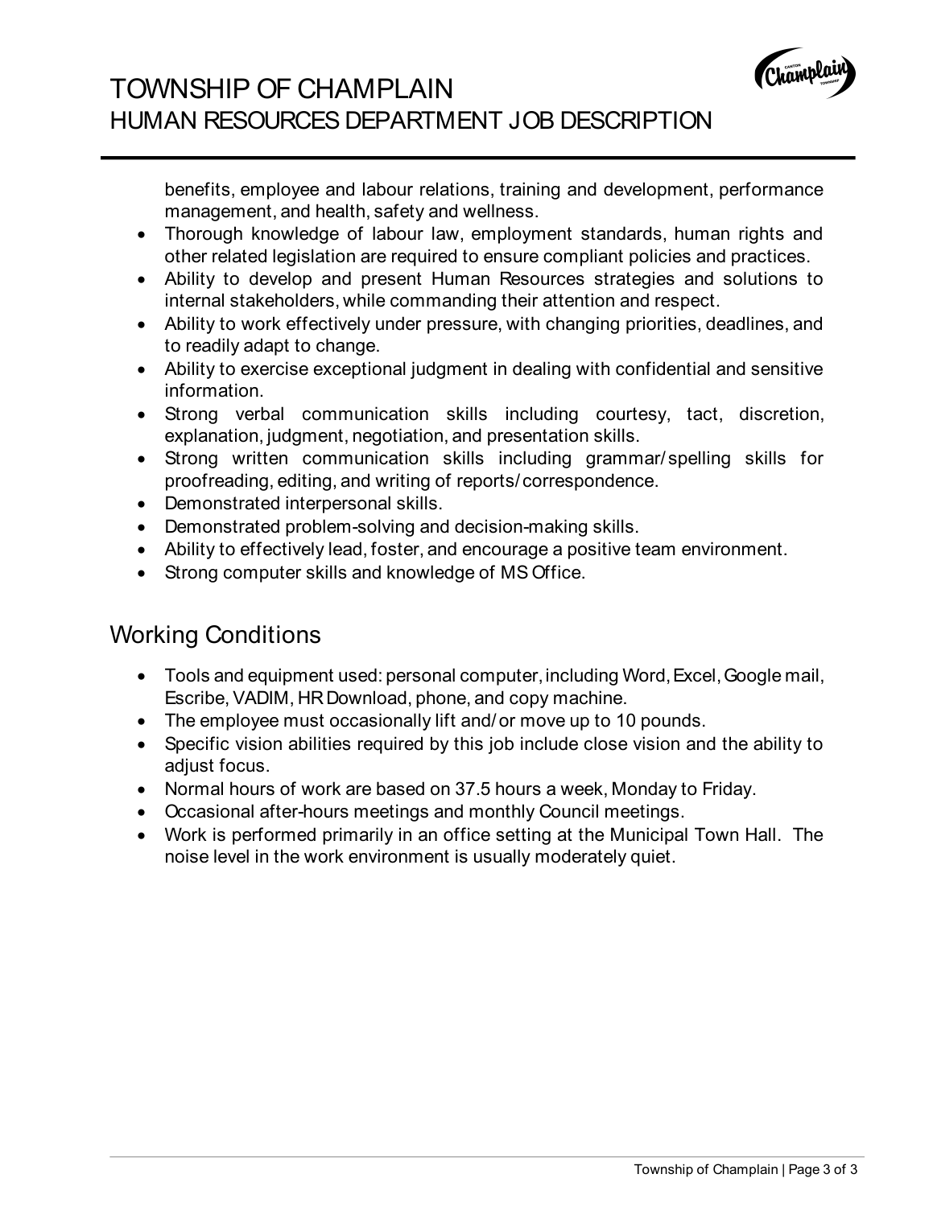benefits, employee and labour relations, training and development, performance management, and health, safety and wellness.

- Thorough knowledge of labour law, employment standards, human rights and other related legislation are required to ensure compliant policies and practices.
- Ability to develop and present Human Resources strategies and solutions to internal stakeholders, while commanding their attention and respect.
- Ability to work effectively under pressure, with changing priorities, deadlines, and to readily adapt to change.
- Ability to exercise exceptional judgment in dealing with confidential and sensitive information.
- Strong verbal communication skills including courtesy, tact, discretion, explanation, judgment, negotiation, and presentation skills.
- Strong written communication skills including grammar/spelling skills for proofreading, editing, and writing of reports/correspondence.
- Demonstrated interpersonal skills.
- Demonstrated problem-solving and decision-making skills.
- Ability to effectively lead, foster, and encourage a positive team environment.
- Strong computer skills and knowledge of MS Office.

## Working Conditions

- Tools and equipment used: personal computer, including Word, Excel, Google mail, Escribe, VADIM, HR Download, phone, and copy machine.
- The employee must occasionally lift and/or move up to 10 pounds.
- Specific vision abilities required by this job include close vision and the ability to adjust focus.
- Normal hours of work are based on 37.5 hours a week, Monday to Friday.
- Occasional after-hours meetings and monthly Council meetings.
- Work is performed primarily in an office setting at the Municipal Town Hall. The noise level in the work environment is usually moderately quiet.